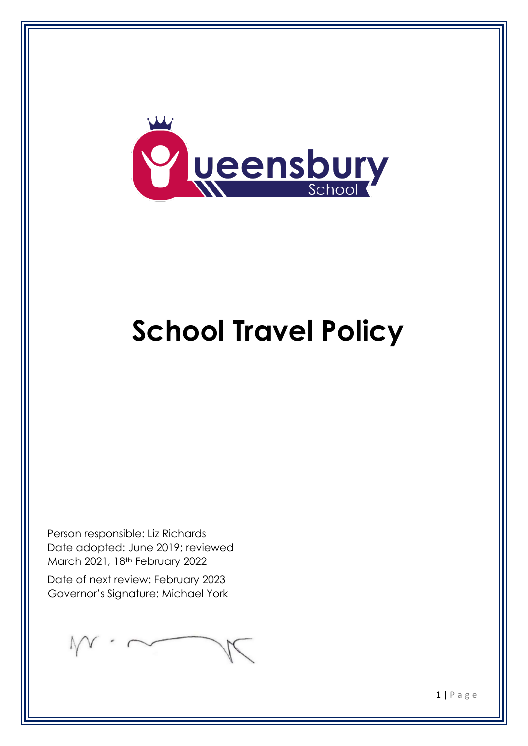# School Travel Policy

Person responsible: Liz Richards
Date adopted: June 2019; reviewed March 2021, 18th February 2022

Date of next review: February 2023
Governor's Signature: Michael York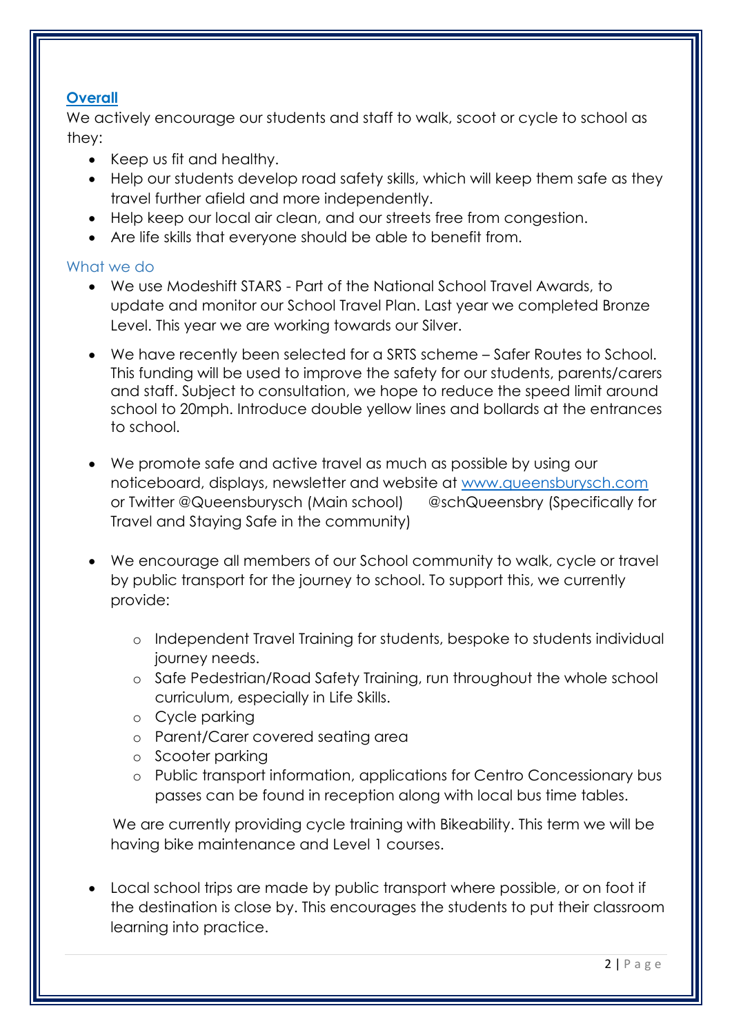## **Overall**

We actively encourage our students and staff to walk, scoot or cycle to school as they:

- Keep us fit and healthy.
- Help our students develop road safety skills, which will keep them safe as they travel further afield and more independently.
- Help keep our local air clean, and our streets free from congestion.
- Are life skills that everyone should be able to benefit from.

### What we do

- We use Modeshift STARS - Part of the National School Travel Awards, to update and monitor our School Travel Plan. Last year we completed Bronze Level. This year we are working towards our Silver.

- We have recently been selected for a SRTS scheme – Safer Routes to School. This funding will be used to improve the safety for our students, parents/carers and staff. Subject to consultation, we hope to reduce the speed limit around school to 20mph. Introduce double yellow lines and bollards at the entrances to school.

- We promote safe and active travel as much as possible by using our noticeboard, displays, newsletter and website at [www.queensburysch.com](www.queensburysch.com) or Twitter @Queensburysch (Main school) @schQueensbry (Specifically for Travel and Staying Safe in the community)

- We encourage all members of our School community to walk, cycle or travel by public transport for the journey to school. To support this, we currently provide:

    - Independent Travel Training for students, bespoke to students individual journey needs.
    - Safe Pedestrian/Road Safety Training, run throughout the whole school curriculum, especially in Life Skills.
    - Cycle parking
    - Parent/Carer covered seating area
    - Scooter parking
    - Public transport information, applications for Centro Concessionary bus passes can be found in reception along with local bus time tables.

  We are currently providing cycle training with Bikeability. This term we will be having bike maintenance and Level 1 courses.

- Local school trips are made by public transport where possible, or on foot if the destination is close by. This encourages the students to put their classroom learning into practice.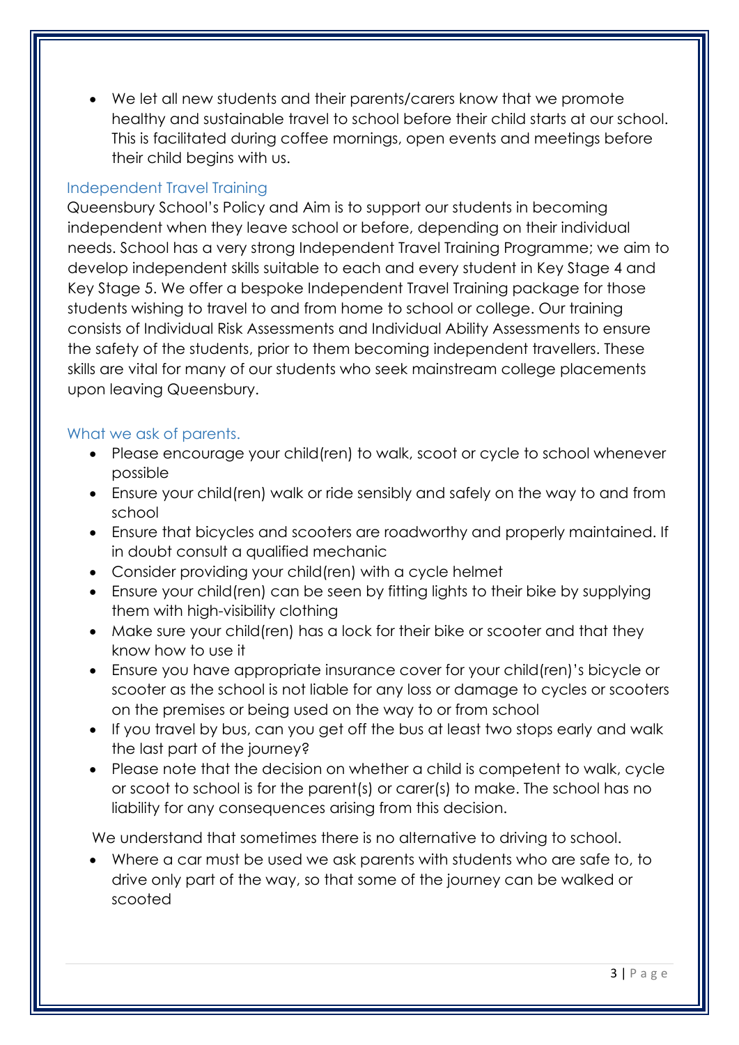- We let all new students and their parents/carers know that we promote healthy and sustainable travel to school before their child starts at our school. This is facilitated during coffee mornings, open events and meetings before their child begins with us.

## Independent Travel Training

Queensbury School's Policy and Aim is to support our students in becoming independent when they leave school or before, depending on their individual needs. School has a very strong Independent Travel Training Programme; we aim to develop independent skills suitable to each and every student in Key Stage 4 and Key Stage 5. We offer a bespoke Independent Travel Training package for those students wishing to travel to and from home to school or college. Our training consists of Individual Risk Assessments and Individual Ability Assessments to ensure the safety of the students, prior to them becoming independent travellers. These skills are vital for many of our students who seek mainstream college placements upon leaving Queensbury.

## What we ask of parents.

- Please encourage your child(ren) to walk, scoot or cycle to school whenever possible
- Ensure your child(ren) walk or ride sensibly and safely on the way to and from school
- Ensure that bicycles and scooters are roadworthy and properly maintained. If in doubt consult a qualified mechanic
- Consider providing your child(ren) with a cycle helmet
- Ensure your child(ren) can be seen by fitting lights to their bike by supplying them with high-visibility clothing
- Make sure your child(ren) has a lock for their bike or scooter and that they know how to use it
- Ensure you have appropriate insurance cover for your child(ren)'s bicycle or scooter as the school is not liable for any loss or damage to cycles or scooters on the premises or being used on the way to or from school
- If you travel by bus, can you get off the bus at least two stops early and walk the last part of the journey?
- Please note that the decision on whether a child is competent to walk, cycle or scoot to school is for the parent(s) or carer(s) to make. The school has no liability for any consequences arising from this decision.

We understand that sometimes there is no alternative to driving to school.

- Where a car must be used we ask parents with students who are safe to, to drive only part of the way, so that some of the journey can be walked or scooted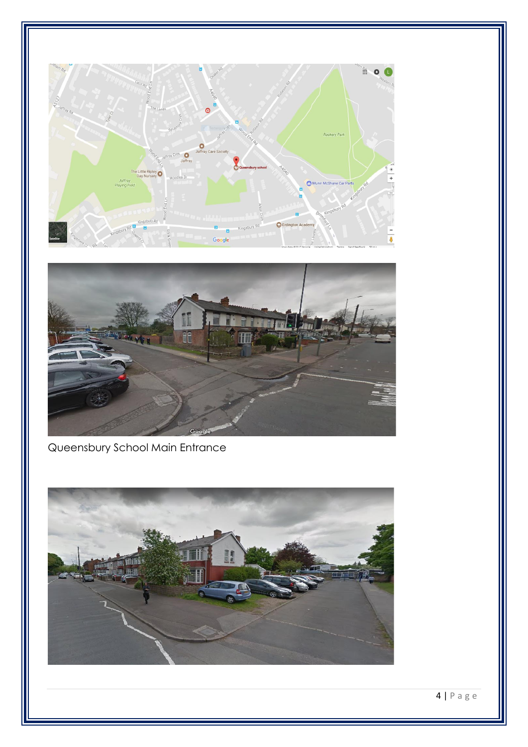Queensbury School Main Entrance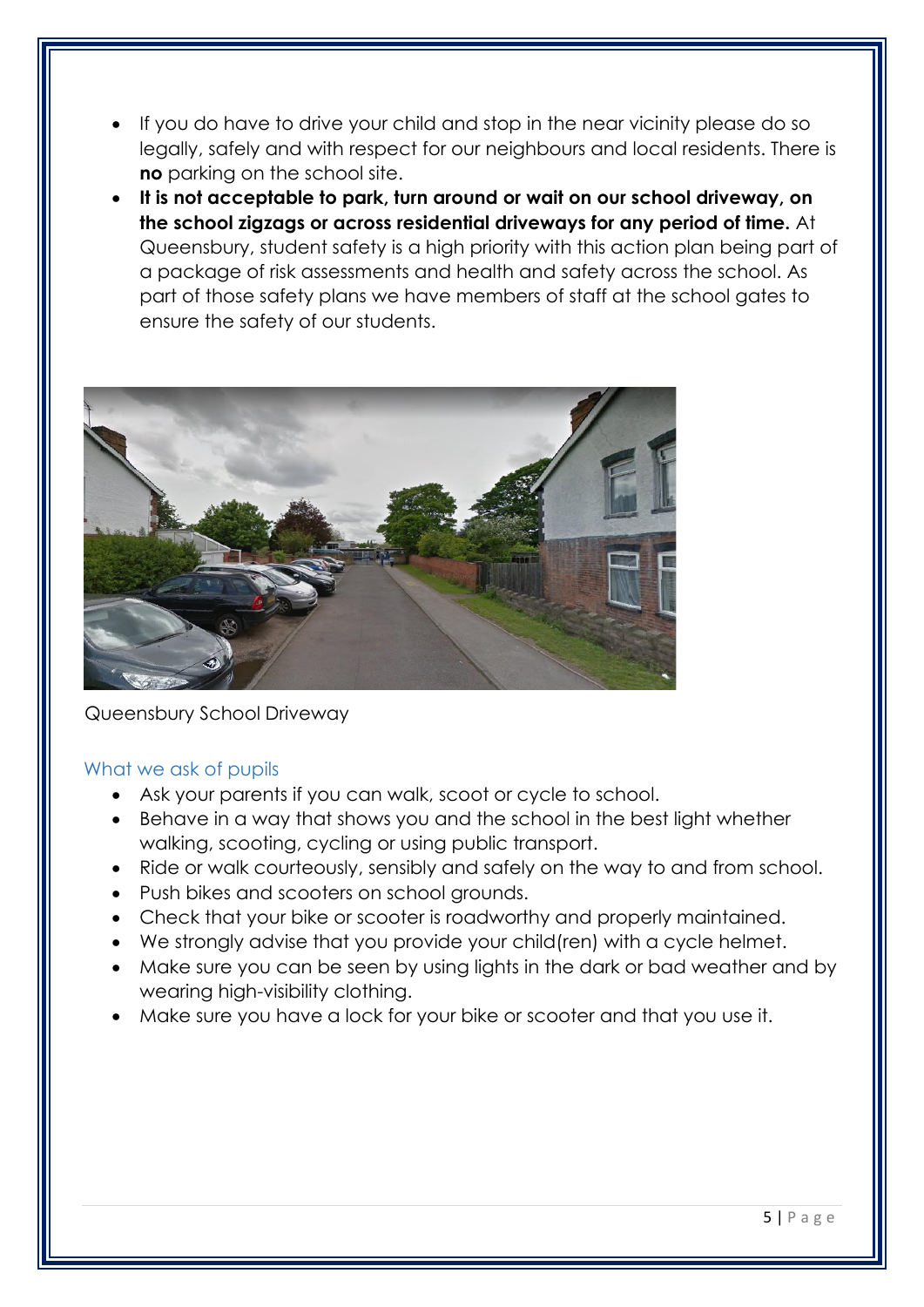- If you do have to drive your child and stop in the near vicinity please do so legally, safely and with respect for our neighbours and local residents. There is **no** parking on the school site.
- **It is not acceptable to park, turn around or wait on our school driveway, on the school zigzags or across residential driveways for any period of time.** At Queensbury, student safety is a high priority with this action plan being part of a package of risk assessments and health and safety across the school. As part of those safety plans we have members of staff at the school gates to ensure the safety of our students.

Queensbury School Driveway

### What we ask of pupils

- Ask your parents if you can walk, scoot or cycle to school.
- Behave in a way that shows you and the school in the best light whether walking, scooting, cycling or using public transport.
- Ride or walk courteously, sensibly and safely on the way to and from school.
- Push bikes and scooters on school grounds.
- Check that your bike or scooter is roadworthy and properly maintained.
- We strongly advise that you provide your child(ren) with a cycle helmet.
- Make sure you can be seen by using lights in the dark or bad weather and by wearing high-visibility clothing.
- Make sure you have a lock for your bike or scooter and that you use it.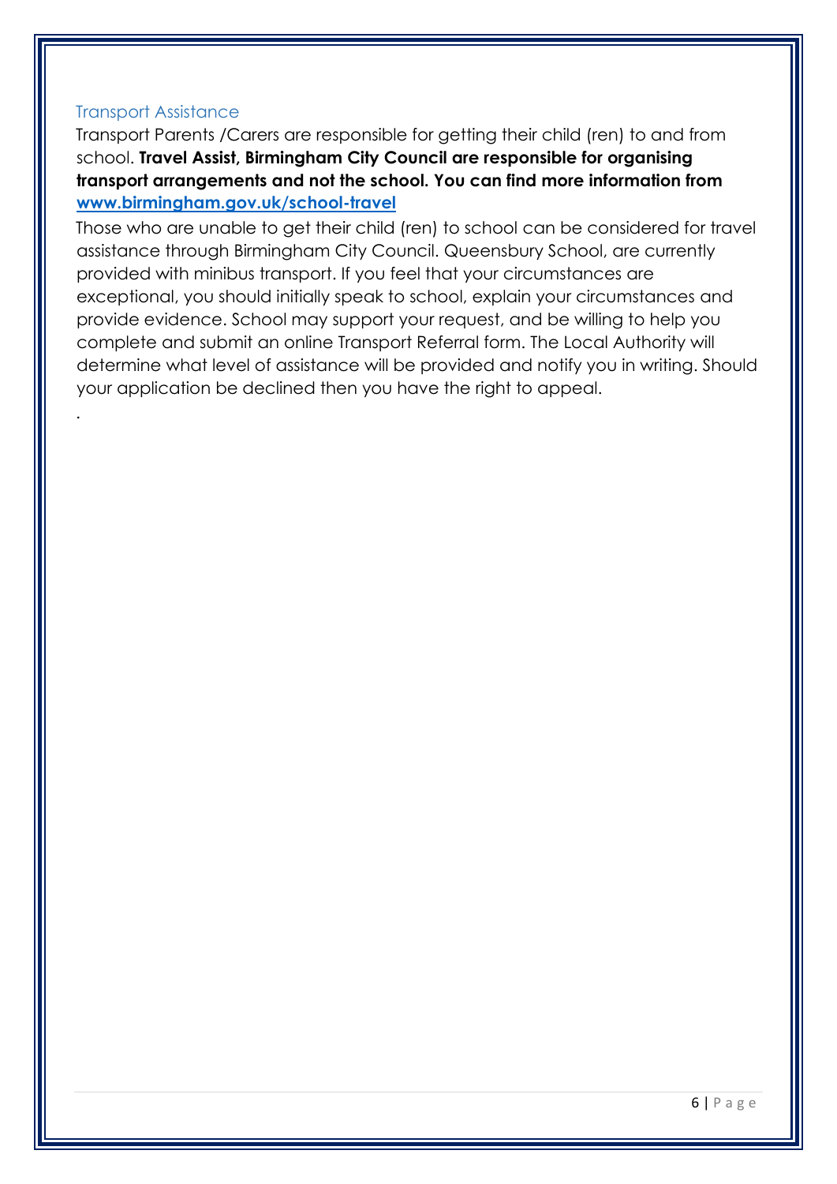## Transport Assistance

Transport Parents /Carers are responsible for getting their child (ren) to and from school. **Travel Assist, Birmingham City Council are responsible for organising transport arrangements and not the school. You can find more information from [www.birmingham.gov.uk/school-travel](http://www.birmingham.gov.uk/school-travel)**

Those who are unable to get their child (ren) to school can be considered for travel assistance through Birmingham City Council. Queensbury School, are currently provided with minibus transport. If you feel that your circumstances are exceptional, you should initially speak to school, explain your circumstances and provide evidence. School may support your request, and be willing to help you complete and submit an online Transport Referral form. The Local Authority will determine what level of assistance will be provided and notify you in writing. Should your application be declined then you have the right to appeal.

.